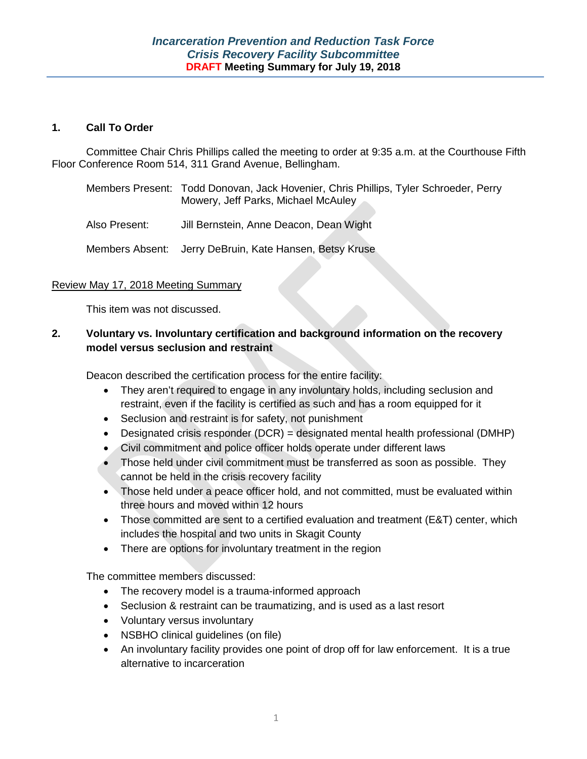# *Incarceration Prevention and Reduction Task Force*
## *Crisis Recovery Facility Subcommittee*
### DRAFT Meeting Summary for July 19, 2018

**1. Call To Order**

Committee Chair Chris Phillips called the meeting to order at 9:35 a.m. at the Courthouse Fifth Floor Conference Room 514, 311 Grand Avenue, Bellingham.

Members Present: Todd Donovan, Jack Hovenier, Chris Phillips, Tyler Schroeder, Perry Mowery, Jeff Parks, Michael McAuley

Also Present: Jill Bernstein, Anne Deacon, Dean Wight

Members Absent: Jerry DeBruin, Kate Hansen, Betsy Kruse

Review May 17, 2018 Meeting Summary

This item was not discussed.

**2. Voluntary vs. Involuntary certification and background information on the recovery model versus seclusion and restraint**

Deacon described the certification process for the entire facility:

- They aren't required to engage in any involuntary holds, including seclusion and restraint, even if the facility is certified as such and has a room equipped for it
- Seclusion and restraint is for safety, not punishment
- Designated crisis responder (DCR) = designated mental health professional (DMHP)
- Civil commitment and police officer holds operate under different laws
- Those held under civil commitment must be transferred as soon as possible. They cannot be held in the crisis recovery facility
- Those held under a peace officer hold, and not committed, must be evaluated within three hours and moved within 12 hours
- Those committed are sent to a certified evaluation and treatment (E&T) center, which includes the hospital and two units in Skagit County
- There are options for involuntary treatment in the region

The committee members discussed:

- The recovery model is a trauma-informed approach
- Seclusion & restraint can be traumatizing, and is used as a last resort
- Voluntary versus involuntary
- NSBHO clinical guidelines (on file)
- An involuntary facility provides one point of drop off for law enforcement. It is a true alternative to incarceration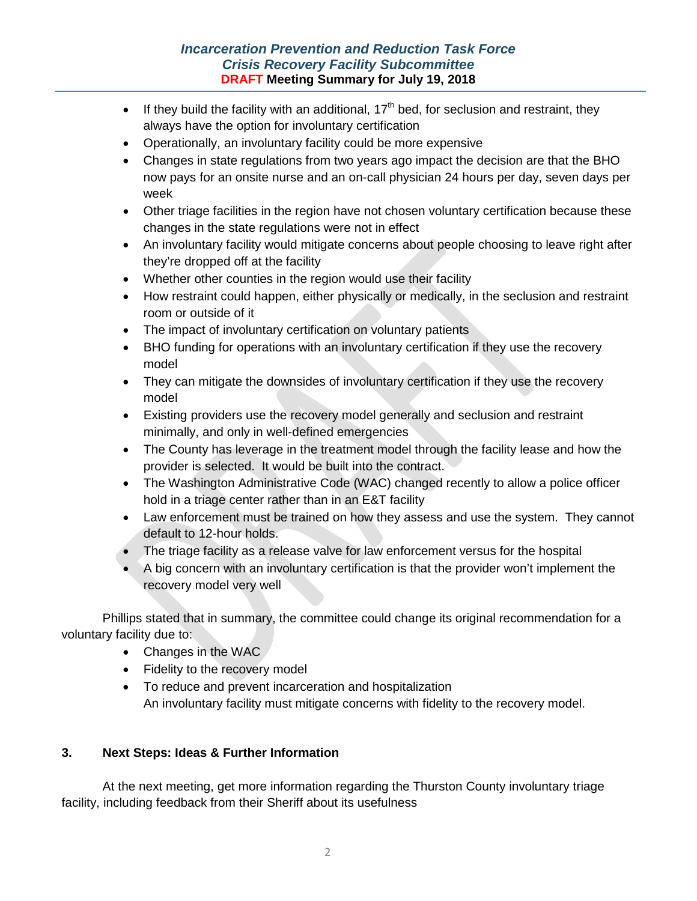- If they build the facility with an additional, 17th bed, for seclusion and restraint, they always have the option for involuntary certification
- Operationally, an involuntary facility could be more expensive
- Changes in state regulations from two years ago impact the decision are that the BHO now pays for an onsite nurse and an on-call physician 24 hours per day, seven days per week
- Other triage facilities in the region have not chosen voluntary certification because these changes in the state regulations were not in effect
- An involuntary facility would mitigate concerns about people choosing to leave right after they're dropped off at the facility
- Whether other counties in the region would use their facility
- How restraint could happen, either physically or medically, in the seclusion and restraint room or outside of it
- The impact of involuntary certification on voluntary patients
- BHO funding for operations with an involuntary certification if they use the recovery model
- They can mitigate the downsides of involuntary certification if they use the recovery model
- Existing providers use the recovery model generally and seclusion and restraint minimally, and only in well-defined emergencies
- The County has leverage in the treatment model through the facility lease and how the provider is selected. It would be built into the contract.
- The Washington Administrative Code (WAC) changed recently to allow a police officer hold in a triage center rather than in an E&T facility
- Law enforcement must be trained on how they assess and use the system. They cannot default to 12-hour holds.
- The triage facility as a release valve for law enforcement versus for the hospital
- A big concern with an involuntary certification is that the provider won't implement the recovery model very well

Phillips stated that in summary, the committee could change its original recommendation for a voluntary facility due to:

- Changes in the WAC
- Fidelity to the recovery model
- To reduce and prevent incarceration and hospitalization
  An involuntary facility must mitigate concerns with fidelity to the recovery model.

## 3. Next Steps: Ideas & Further Information

At the next meeting, get more information regarding the Thurston County involuntary triage facility, including feedback from their Sheriff about its usefulness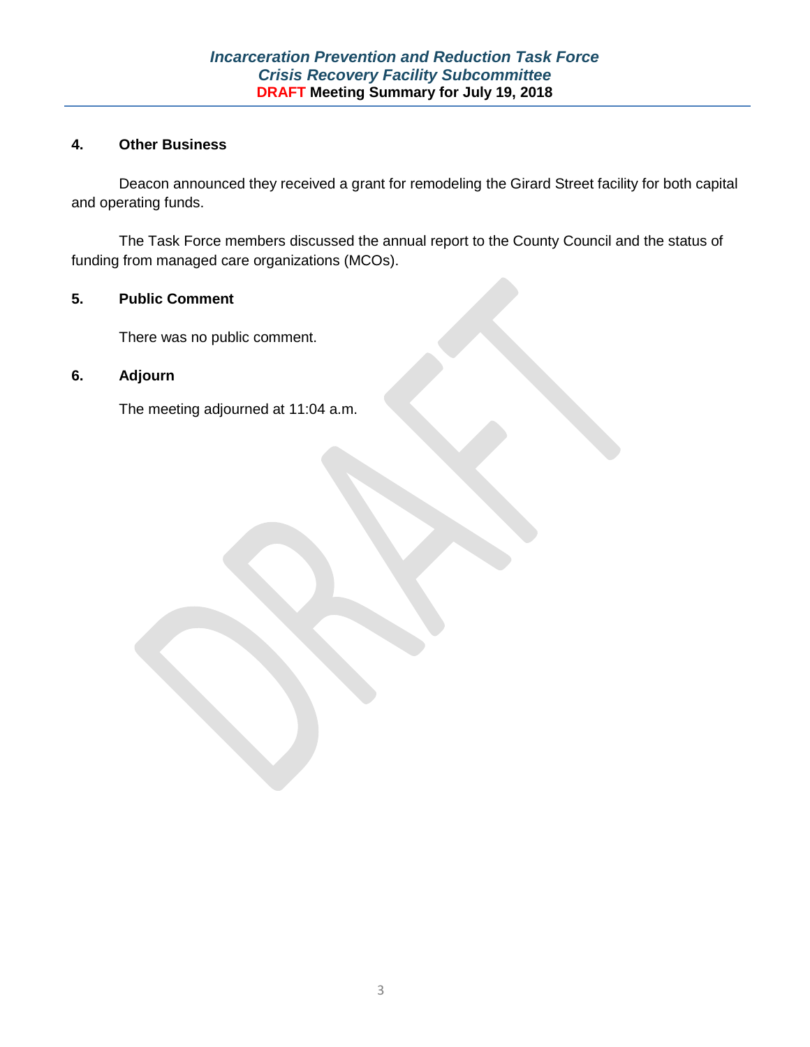## 4. Other Business

Deacon announced they received a grant for remodeling the Girard Street facility for both capital and operating funds.

The Task Force members discussed the annual report to the County Council and the status of funding from managed care organizations (MCOs).

## 5. Public Comment

There was no public comment.

## 6. Adjourn

The meeting adjourned at 11:04 a.m.